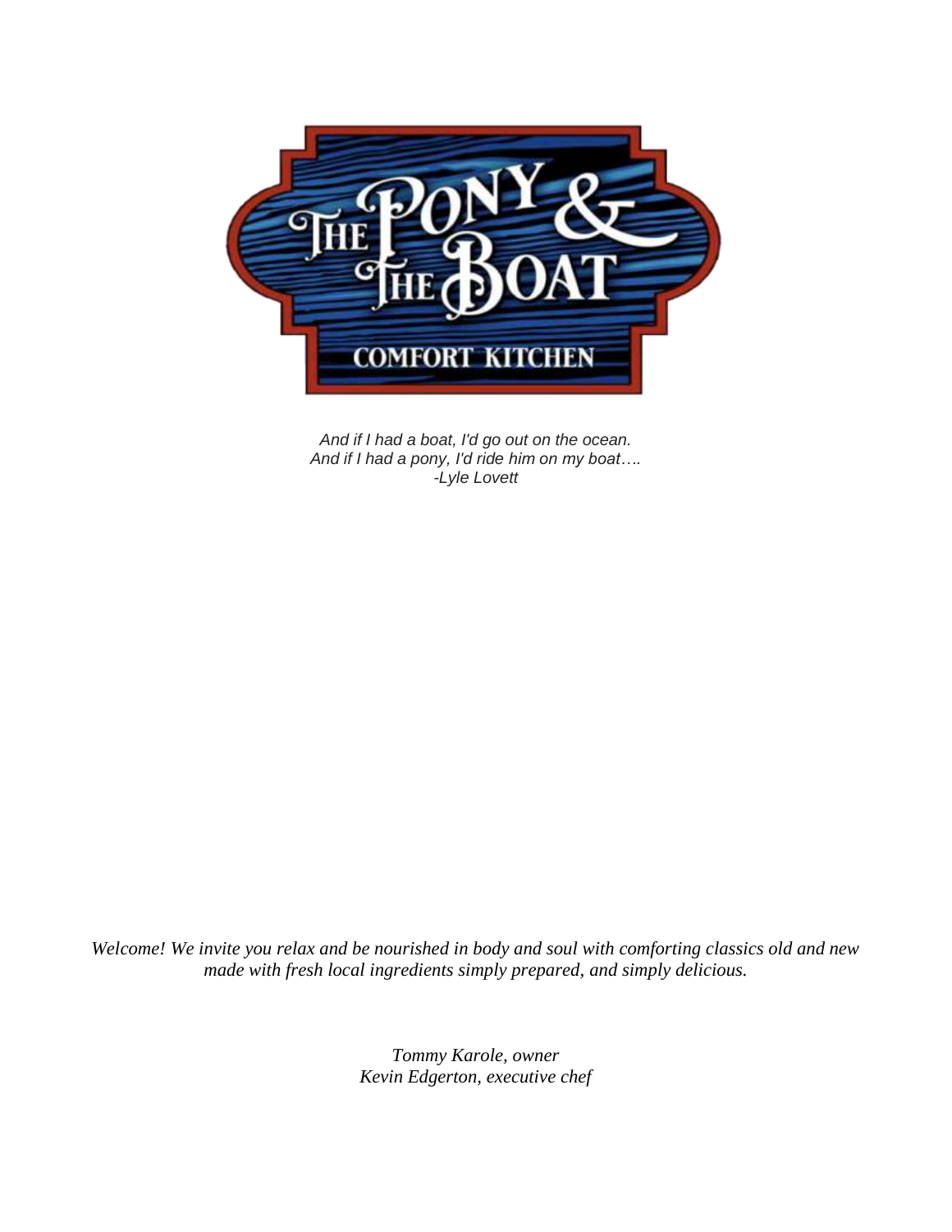# The Pony & The Boat

COMFORT KITCHEN

*And if I had a boat, I'd go out on the ocean.*
*And if I had a pony, I'd ride him on my boat….*
*-Lyle Lovett*

*Welcome! We invite you relax and be nourished in body and soul with comforting classics old and new made with fresh local ingredients simply prepared, and simply delicious.*

*Tommy Karole, owner*
*Kevin Edgerton, executive chef*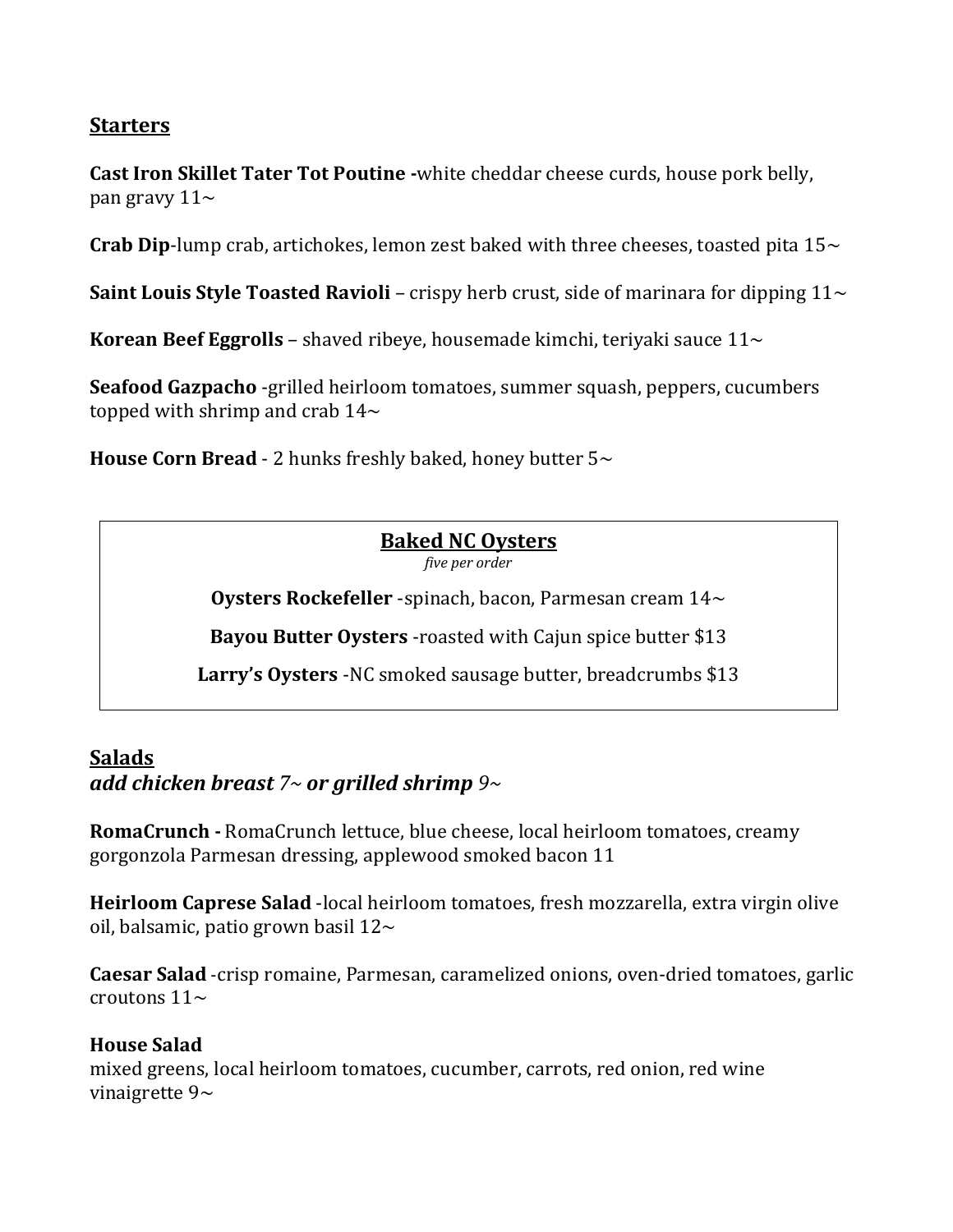## Starters

**Cast Iron Skillet Tater Tot Poutine -**white cheddar cheese curds, house pork belly, pan gravy 11~

**Crab Dip**-lump crab, artichokes, lemon zest baked with three cheeses, toasted pita 15~

**Saint Louis Style Toasted Ravioli** – crispy herb crust, side of marinara for dipping 11~

**Korean Beef Eggrolls** – shaved ribeye, housemade kimchi, teriyaki sauce 11~

**Seafood Gazpacho** -grilled heirloom tomatoes, summer squash, peppers, cucumbers topped with shrimp and crab 14~

**House Corn Bread** - 2 hunks freshly baked, honey butter 5~

### Baked NC Oysters

*five per order*

**Oysters Rockefeller** -spinach, bacon, Parmesan cream 14~

**Bayou Butter Oysters** -roasted with Cajun spice butter $13

**Larry's Oysters** -NC smoked sausage butter, breadcrumbs $13

## Salads

***add chicken breast** 7~ **or grilled shrimp** 9~*

**RomaCrunch -** RomaCrunch lettuce, blue cheese, local heirloom tomatoes, creamy gorgonzola Parmesan dressing, applewood smoked bacon 11

**Heirloom Caprese Salad** -local heirloom tomatoes, fresh mozzarella, extra virgin olive oil, balsamic, patio grown basil 12~

**Caesar Salad** -crisp romaine, Parmesan, caramelized onions, oven-dried tomatoes, garlic croutons 11~

**House Salad**
mixed greens, local heirloom tomatoes, cucumber, carrots, red onion, red wine vinaigrette 9~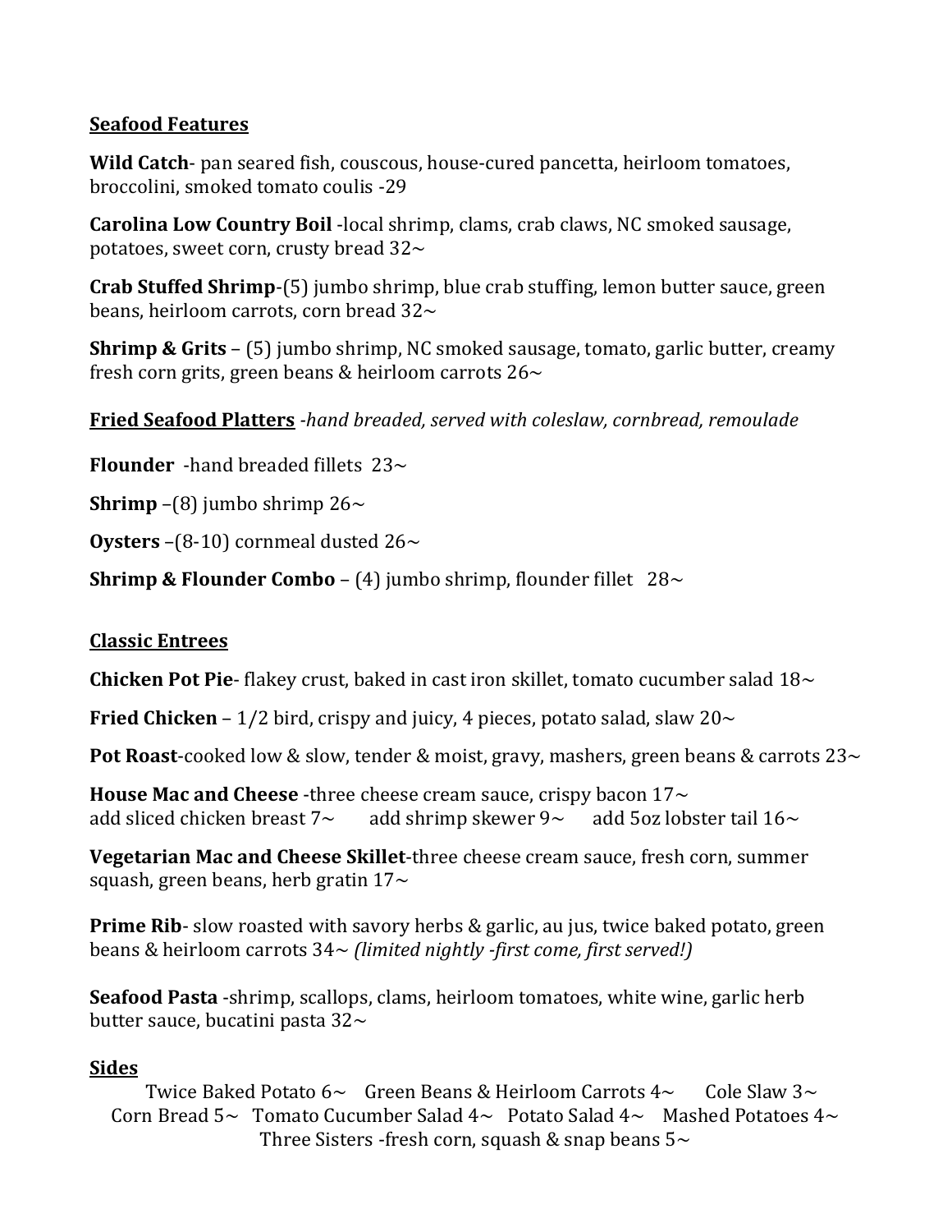## Seafood Features

**Wild Catch**- pan seared fish, couscous, house-cured pancetta, heirloom tomatoes, broccolini, smoked tomato coulis -29

**Carolina Low Country Boil** -local shrimp, clams, crab claws, NC smoked sausage, potatoes, sweet corn, crusty bread 32~

**Crab Stuffed Shrimp**-(5) jumbo shrimp, blue crab stuffing, lemon butter sauce, green beans, heirloom carrots, corn bread 32~

**Shrimp & Grits** – (5) jumbo shrimp, NC smoked sausage, tomato, garlic butter, creamy fresh corn grits, green beans & heirloom carrots 26~

## Fried Seafood Platters *-hand breaded, served with coleslaw, cornbread, remoulade*

**Flounder** -hand breaded fillets 23~

**Shrimp** –(8) jumbo shrimp 26~

**Oysters** –(8-10) cornmeal dusted 26~

**Shrimp & Flounder Combo** – (4) jumbo shrimp, flounder fillet 28~

## Classic Entrees

**Chicken Pot Pie**- flakey crust, baked in cast iron skillet, tomato cucumber salad 18~

**Fried Chicken** – 1/2 bird, crispy and juicy, 4 pieces, potato salad, slaw 20~

**Pot Roast**-cooked low & slow, tender & moist, gravy, mashers, green beans & carrots 23~

**House Mac and Cheese** -three cheese cream sauce, crispy bacon 17~
add sliced chicken breast 7~ add shrimp skewer 9~ add 5oz lobster tail 16~

**Vegetarian Mac and Cheese Skillet**-three cheese cream sauce, fresh corn, summer squash, green beans, herb gratin 17~

**Prime Rib**- slow roasted with savory herbs & garlic, au jus, twice baked potato, green beans & heirloom carrots 34~ *(limited nightly -first come, first served!)*

**Seafood Pasta** -shrimp, scallops, clams, heirloom tomatoes, white wine, garlic herb butter sauce, bucatini pasta 32~

## Sides

Twice Baked Potato 6~ Green Beans & Heirloom Carrots 4~ Cole Slaw 3~
Corn Bread 5~ Tomato Cucumber Salad 4~ Potato Salad 4~ Mashed Potatoes 4~
Three Sisters -fresh corn, squash & snap beans 5~